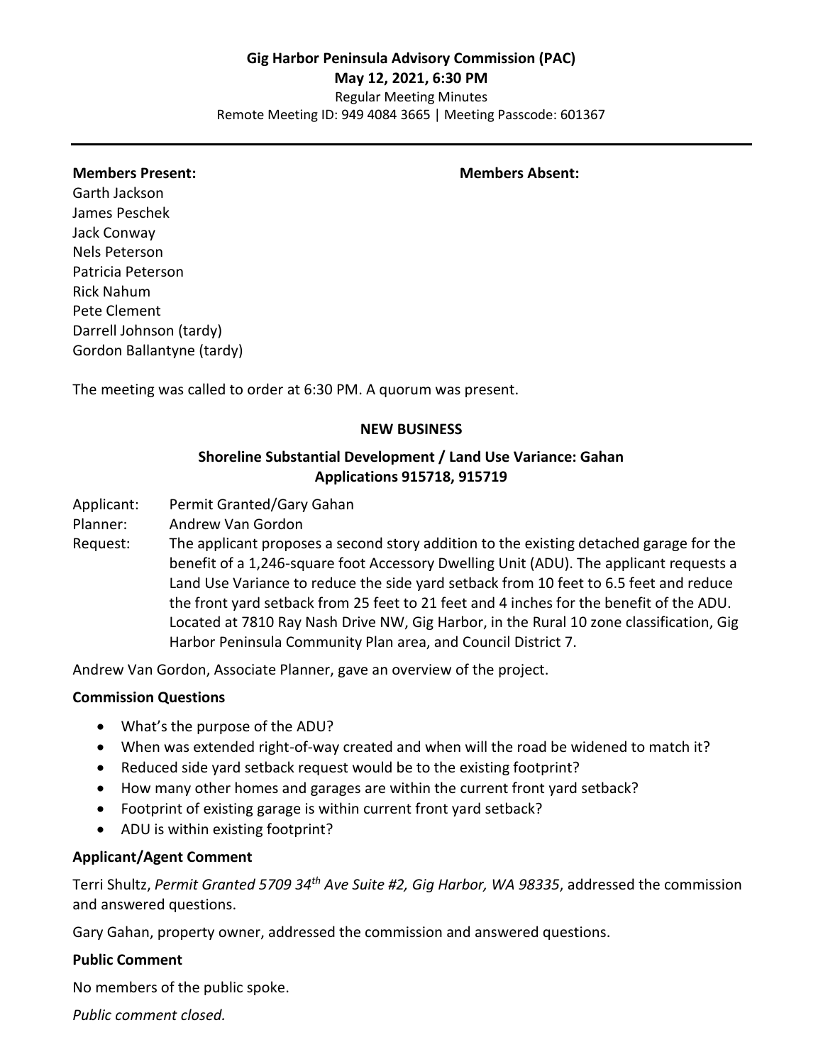# Gig Harbor Peninsula Advisory Commission (PAC)

**May 12, 2021, 6:30 PM**

Regular Meeting Minutes

Remote Meeting ID: 949 4084 3665 | Meeting Passcode: 601367

---

| **Members Present:** | **Members Absent:** |
|---|---|
| Garth Jackson | |
| James Peschek | |
| Jack Conway | |
| Nels Peterson | |
| Patricia Peterson | |
| Rick Nahum | |
| Pete Clement | |
| Darrell Johnson (tardy) | |
| Gordon Ballantyne (tardy) | |

The meeting was called to order at 6:30 PM. A quorum was present.

## NEW BUSINESS

### Shoreline Substantial Development / Land Use Variance: Gahan Applications 915718, 915719

Applicant: Permit Granted/Gary Gahan

Planner: Andrew Van Gordon

Request: The applicant proposes a second story addition to the existing detached garage for the benefit of a 1,246-square foot Accessory Dwelling Unit (ADU). The applicant requests a Land Use Variance to reduce the side yard setback from 10 feet to 6.5 feet and reduce the front yard setback from 25 feet to 21 feet and 4 inches for the benefit of the ADU. Located at 7810 Ray Nash Drive NW, Gig Harbor, in the Rural 10 zone classification, Gig Harbor Peninsula Community Plan area, and Council District 7.

Andrew Van Gordon, Associate Planner, gave an overview of the project.

**Commission Questions**

- What's the purpose of the ADU?
- When was extended right-of-way created and when will the road be widened to match it?
- Reduced side yard setback request would be to the existing footprint?
- How many other homes and garages are within the current front yard setback?
- Footprint of existing garage is within current front yard setback?
- ADU is within existing footprint?

**Applicant/Agent Comment**

Terri Shultz, *Permit Granted 5709 34th Ave Suite #2, Gig Harbor, WA 98335*, addressed the commission and answered questions.

Gary Gahan, property owner, addressed the commission and answered questions.

**Public Comment**

No members of the public spoke.

*Public comment closed.*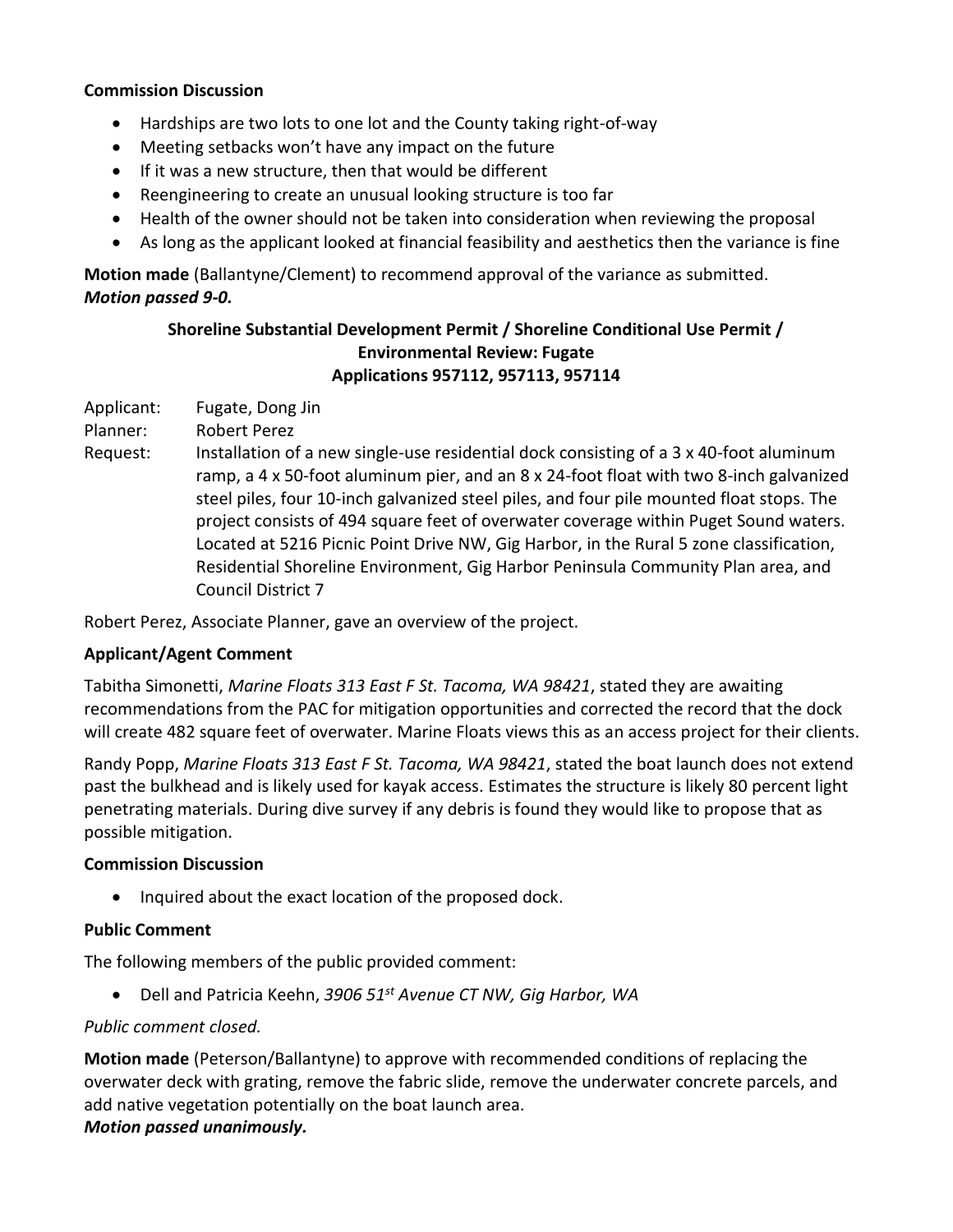**Commission Discussion**

- Hardships are two lots to one lot and the County taking right-of-way
- Meeting setbacks won't have any impact on the future
- If it was a new structure, then that would be different
- Reengineering to create an unusual looking structure is too far
- Health of the owner should not be taken into consideration when reviewing the proposal
- As long as the applicant looked at financial feasibility and aesthetics then the variance is fine

**Motion made** (Ballantyne/Clement) to recommend approval of the variance as submitted.
***Motion passed 9-0.***

### Shoreline Substantial Development Permit / Shoreline Conditional Use Permit / Environmental Review: Fugate
### Applications 957112, 957113, 957114

Applicant: Fugate, Dong Jin

Planner: Robert Perez

Request: Installation of a new single-use residential dock consisting of a 3 x 40-foot aluminum ramp, a 4 x 50-foot aluminum pier, and an 8 x 24-foot float with two 8-inch galvanized steel piles, four 10-inch galvanized steel piles, and four pile mounted float stops. The project consists of 494 square feet of overwater coverage within Puget Sound waters. Located at 5216 Picnic Point Drive NW, Gig Harbor, in the Rural 5 zone classification, Residential Shoreline Environment, Gig Harbor Peninsula Community Plan area, and Council District 7

Robert Perez, Associate Planner, gave an overview of the project.

**Applicant/Agent Comment**

Tabitha Simonetti, *Marine Floats 313 East F St. Tacoma, WA 98421*, stated they are awaiting recommendations from the PAC for mitigation opportunities and corrected the record that the dock will create 482 square feet of overwater. Marine Floats views this as an access project for their clients.

Randy Popp, *Marine Floats 313 East F St. Tacoma, WA 98421*, stated the boat launch does not extend past the bulkhead and is likely used for kayak access. Estimates the structure is likely 80 percent light penetrating materials. During dive survey if any debris is found they would like to propose that as possible mitigation.

**Commission Discussion**

- Inquired about the exact location of the proposed dock.

**Public Comment**

The following members of the public provided comment:

- Dell and Patricia Keehn, *3906 51st Avenue CT NW, Gig Harbor, WA*

*Public comment closed.*

**Motion made** (Peterson/Ballantyne) to approve with recommended conditions of replacing the overwater deck with grating, remove the fabric slide, remove the underwater concrete parcels, and add native vegetation potentially on the boat launch area.
***Motion passed unanimously.***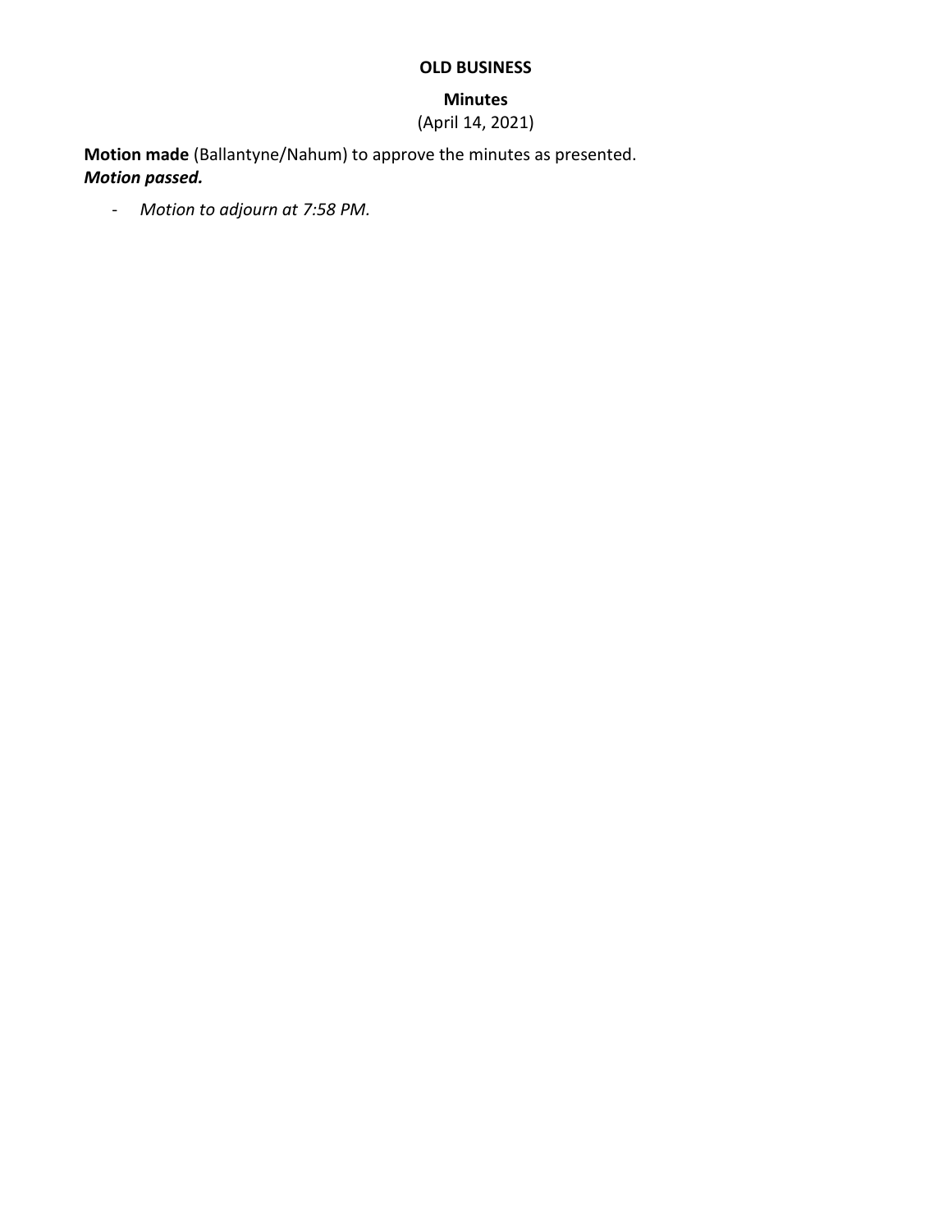**OLD BUSINESS**

**Minutes**

(April 14, 2021)

**Motion made** (Ballantyne/Nahum) to approve the minutes as presented.
***Motion passed.***

- *Motion to adjourn at 7:58 PM.*